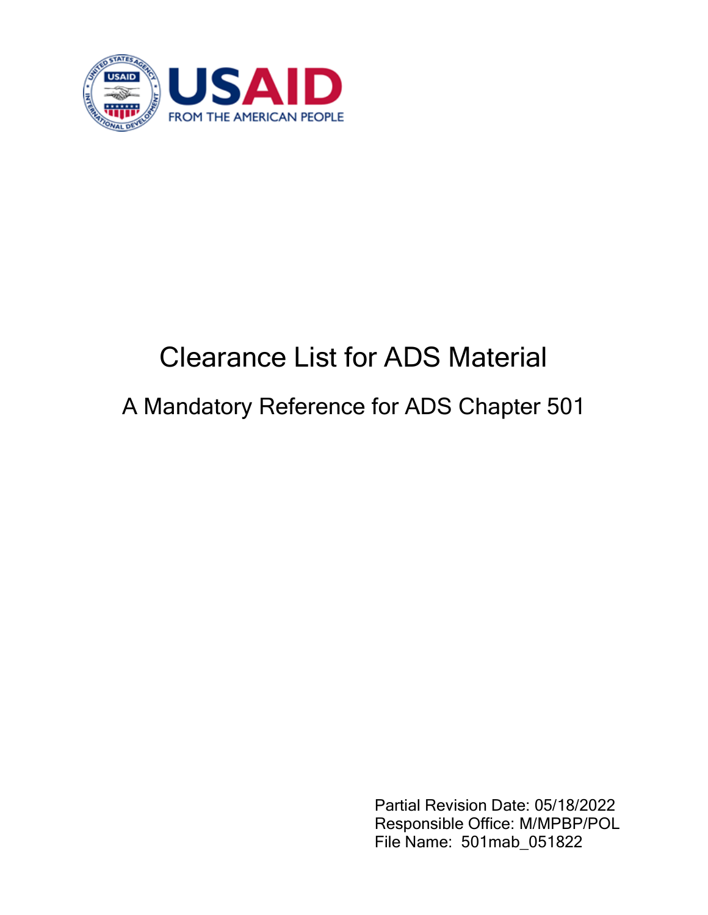# Clearance List for ADS Material

## A Mandatory Reference for ADS Chapter 501

Partial Revision Date: 05/18/2022
Responsible Office: M/MPBP/POL
File Name: 501mab_051822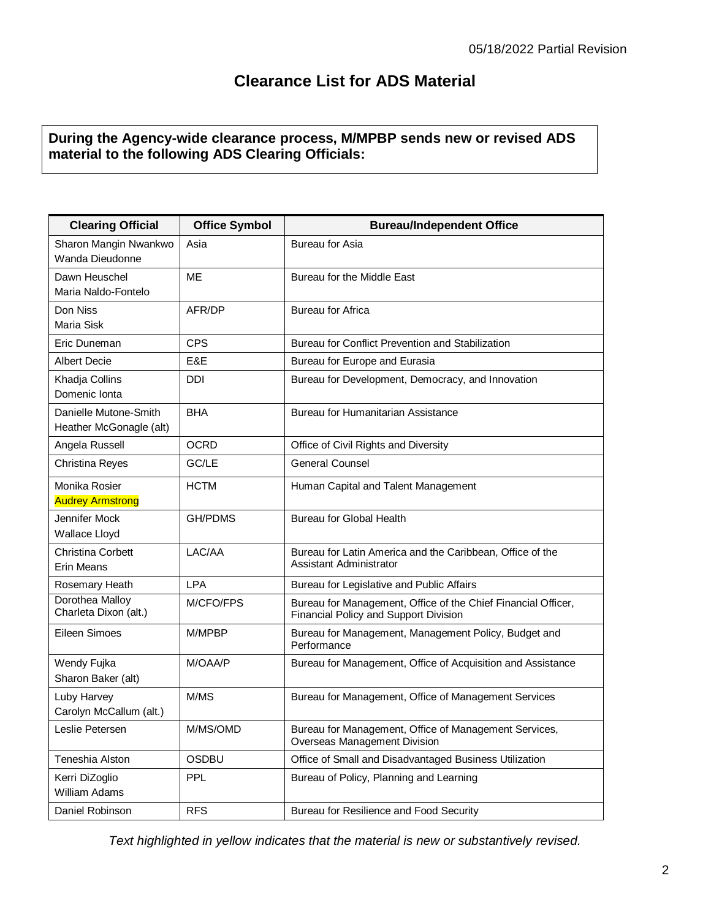05/18/2022 Partial Revision

# Clearance List for ADS Material

**During the Agency-wide clearance process, M/MPBP sends new or revised ADS material to the following ADS Clearing Officials:**

| Clearing Official | Office Symbol | Bureau/Independent Office |
|---|---|---|
| Sharon Mangin Nwankwo<br>Wanda Dieudonne | Asia | Bureau for Asia |
| Dawn Heuschel<br>Maria Naldo-Fontelo | ME | Bureau for the Middle East |
| Don Niss<br>Maria Sisk | AFR/DP | Bureau for Africa |
| Eric Duneman | CPS | Bureau for Conflict Prevention and Stabilization |
| Albert Decie | E&E | Bureau for Europe and Eurasia |
| Khadja Collins<br>Domenic Ionta | DDI | Bureau for Development, Democracy, and Innovation |
| Danielle Mutone-Smith<br>Heather McGonagle (alt) | BHA | Bureau for Humanitarian Assistance |
| Angela Russell | OCRD | Office of Civil Rights and Diversity |
| Christina Reyes | GC/LE | General Counsel |
| Monika Rosier<br>Audrey Armstrong | HCTM | Human Capital and Talent Management |
| Jennifer Mock<br>Wallace Lloyd | GH/PDMS | Bureau for Global Health |
| Christina Corbett<br>Erin Means | LAC/AA | Bureau for Latin America and the Caribbean, Office of the Assistant Administrator |
| Rosemary Heath | LPA | Bureau for Legislative and Public Affairs |
| Dorothea Malloy<br>Charleta Dixon (alt.) | M/CFO/FPS | Bureau for Management, Office of the Chief Financial Officer, Financial Policy and Support Division |
| Eileen Simoes | M/MPBP | Bureau for Management, Management Policy, Budget and Performance |
| Wendy Fujka<br>Sharon Baker (alt) | M/OAA/P | Bureau for Management, Office of Acquisition and Assistance |
| Luby Harvey<br>Carolyn McCallum (alt.) | M/MS | Bureau for Management, Office of Management Services |
| Leslie Petersen | M/MS/OMD | Bureau for Management, Office of Management Services, Overseas Management Division |
| Teneshia Alston | OSDBU | Office of Small and Disadvantaged Business Utilization |
| Kerri DiZoglio<br>William Adams | PPL | Bureau of Policy, Planning and Learning |
| Daniel Robinson | RFS | Bureau for Resilience and Food Security |

*Text highlighted in yellow indicates that the material is new or substantively revised.*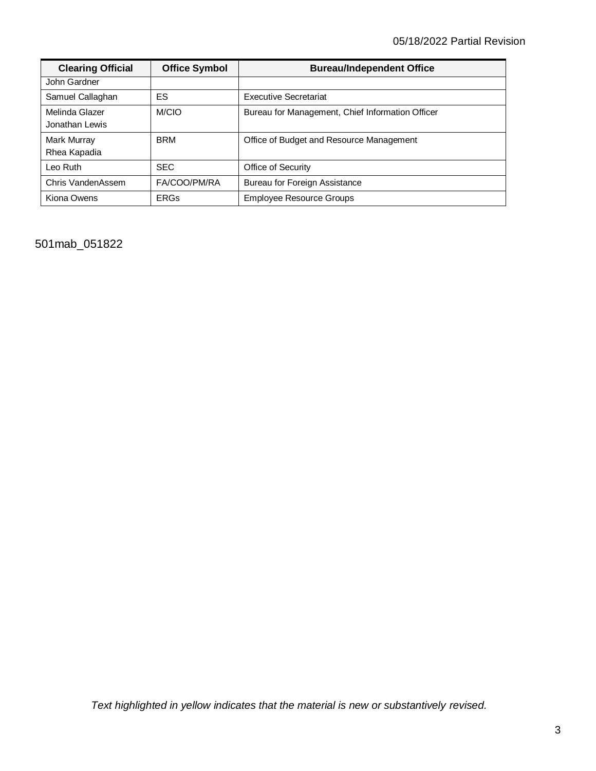| Clearing Official | Office Symbol | Bureau/Independent Office |
|---|---|---|
| John Gardner | | |
| Samuel Callaghan | ES | Executive Secretariat |
| Melinda Glazer<br>Jonathan Lewis | M/CIO | Bureau for Management, Chief Information Officer |
| Mark Murray<br>Rhea Kapadia | BRM | Office of Budget and Resource Management |
| Leo Ruth | SEC | Office of Security |
| Chris VandenAssem | FA/COO/PM/RA | Bureau for Foreign Assistance |
| Kiona Owens | ERGs | Employee Resource Groups |

501mab_051822